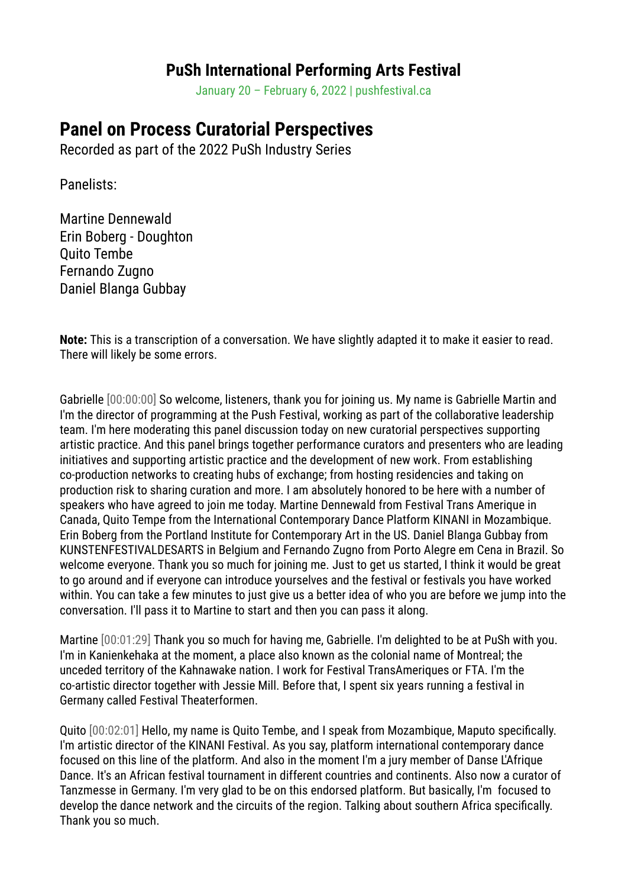## PuSh International Performing Arts Festival

January 20 – February 6, 2022 | pushfestival.ca

# Panel on Process Curatorial Perspectives

Recorded as part of the 2022 PuSh Industry Series

Panelists:

Martine Dennewald
Erin Boberg - Doughton
Quito Tembe
Fernando Zugno
Daniel Blanga Gubbay

**Note:** This is a transcription of a conversation. We have slightly adapted it to make it easier to read. There will likely be some errors.

Gabrielle [00:00:00] So welcome, listeners, thank you for joining us. My name is Gabrielle Martin and I'm the director of programming at the Push Festival, working as part of the collaborative leadership team. I'm here moderating this panel discussion today on new curatorial perspectives supporting artistic practice. And this panel brings together performance curators and presenters who are leading initiatives and supporting artistic practice and the development of new work. From establishing co-production networks to creating hubs of exchange; from hosting residencies and taking on production risk to sharing curation and more. I am absolutely honored to be here with a number of speakers who have agreed to join me today. Martine Dennewald from Festival Trans Amerique in Canada, Quito Tempe from the International Contemporary Dance Platform KINANI in Mozambique. Erin Boberg from the Portland Institute for Contemporary Art in the US. Daniel Blanga Gubbay from KUNSTENFESTIVALDESARTS in Belgium and Fernando Zugno from Porto Alegre em Cena in Brazil. So welcome everyone. Thank you so much for joining me. Just to get us started, I think it would be great to go around and if everyone can introduce yourselves and the festival or festivals you have worked within. You can take a few minutes to just give us a better idea of who you are before we jump into the conversation. I'll pass it to Martine to start and then you can pass it along.

Martine [00:01:29] Thank you so much for having me, Gabrielle. I'm delighted to be at PuSh with you. I'm in Kanienkehaka at the moment, a place also known as the colonial name of Montreal; the unceded territory of the Kahnawake nation. I work for Festival TransAmeriques or FTA. I'm the co-artistic director together with Jessie Mill. Before that, I spent six years running a festival in Germany called Festival Theaterformen.

Quito [00:02:01] Hello, my name is Quito Tembe, and I speak from Mozambique, Maputo specifically. I'm artistic director of the KINANI Festival. As you say, platform international contemporary dance focused on this line of the platform. And also in the moment I'm a jury member of Danse L'Afrique Dance. It's an African festival tournament in different countries and continents. Also now a curator of Tanzmesse in Germany. I'm very glad to be on this endorsed platform. But basically, I'm focused to develop the dance network and the circuits of the region. Talking about southern Africa specifically. Thank you so much.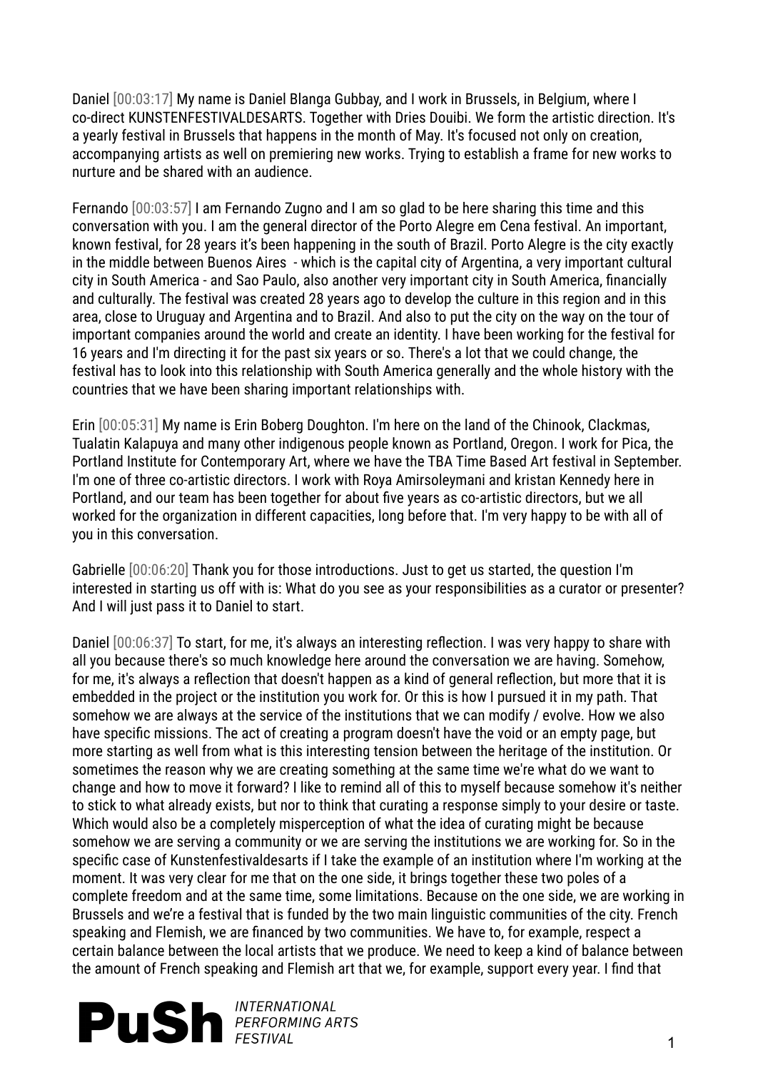Daniel [00:03:17] My name is Daniel Blanga Gubbay, and I work in Brussels, in Belgium, where I co-direct KUNSTENFESTIVALDESARTS. Together with Dries Douibi. We form the artistic direction. It's a yearly festival in Brussels that happens in the month of May. It's focused not only on creation, accompanying artists as well on premiering new works. Trying to establish a frame for new works to nurture and be shared with an audience.

Fernando [00:03:57] I am Fernando Zugno and I am so glad to be here sharing this time and this conversation with you. I am the general director of the Porto Alegre em Cena festival. An important, known festival, for 28 years it's been happening in the south of Brazil. Porto Alegre is the city exactly in the middle between Buenos Aires - which is the capital city of Argentina, a very important cultural city in South America - and Sao Paulo, also another very important city in South America, financially and culturally. The festival was created 28 years ago to develop the culture in this region and in this area, close to Uruguay and Argentina and to Brazil. And also to put the city on the way on the tour of important companies around the world and create an identity. I have been working for the festival for 16 years and I'm directing it for the past six years or so. There's a lot that we could change, the festival has to look into this relationship with South America generally and the whole history with the countries that we have been sharing important relationships with.

Erin [00:05:31] My name is Erin Boberg Doughton. I'm here on the land of the Chinook, Clackmas, Tualatin Kalapuya and many other indigenous people known as Portland, Oregon. I work for Pica, the Portland Institute for Contemporary Art, where we have the TBA Time Based Art festival in September. I'm one of three co-artistic directors. I work with Roya Amirsoleymani and kristan Kennedy here in Portland, and our team has been together for about five years as co-artistic directors, but we all worked for the organization in different capacities, long before that. I'm very happy to be with all of you in this conversation.

Gabrielle [00:06:20] Thank you for those introductions. Just to get us started, the question I'm interested in starting us off with is: What do you see as your responsibilities as a curator or presenter? And I will just pass it to Daniel to start.

Daniel [00:06:37] To start, for me, it's always an interesting reflection. I was very happy to share with all you because there's so much knowledge here around the conversation we are having. Somehow, for me, it's always a reflection that doesn't happen as a kind of general reflection, but more that it is embedded in the project or the institution you work for. Or this is how I pursued it in my path. That somehow we are always at the service of the institutions that we can modify / evolve. How we also have specific missions. The act of creating a program doesn't have the void or an empty page, but more starting as well from what is this interesting tension between the heritage of the institution. Or sometimes the reason why we are creating something at the same time we're what do we want to change and how to move it forward? I like to remind all of this to myself because somehow it's neither to stick to what already exists, but nor to think that curating a response simply to your desire or taste. Which would also be a completely misperception of what the idea of curating might be because somehow we are serving a community or we are serving the institutions we are working for. So in the specific case of Kunstenfestivaldesarts if I take the example of an institution where I'm working at the moment. It was very clear for me that on the one side, it brings together these two poles of a complete freedom and at the same time, some limitations. Because on the one side, we are working in Brussels and we're a festival that is funded by the two main linguistic communities of the city. French speaking and Flemish, we are financed by two communities. We have to, for example, respect a certain balance between the local artists that we produce. We need to keep a kind of balance between the amount of French speaking and Flemish art that we, for example, support every year. I find that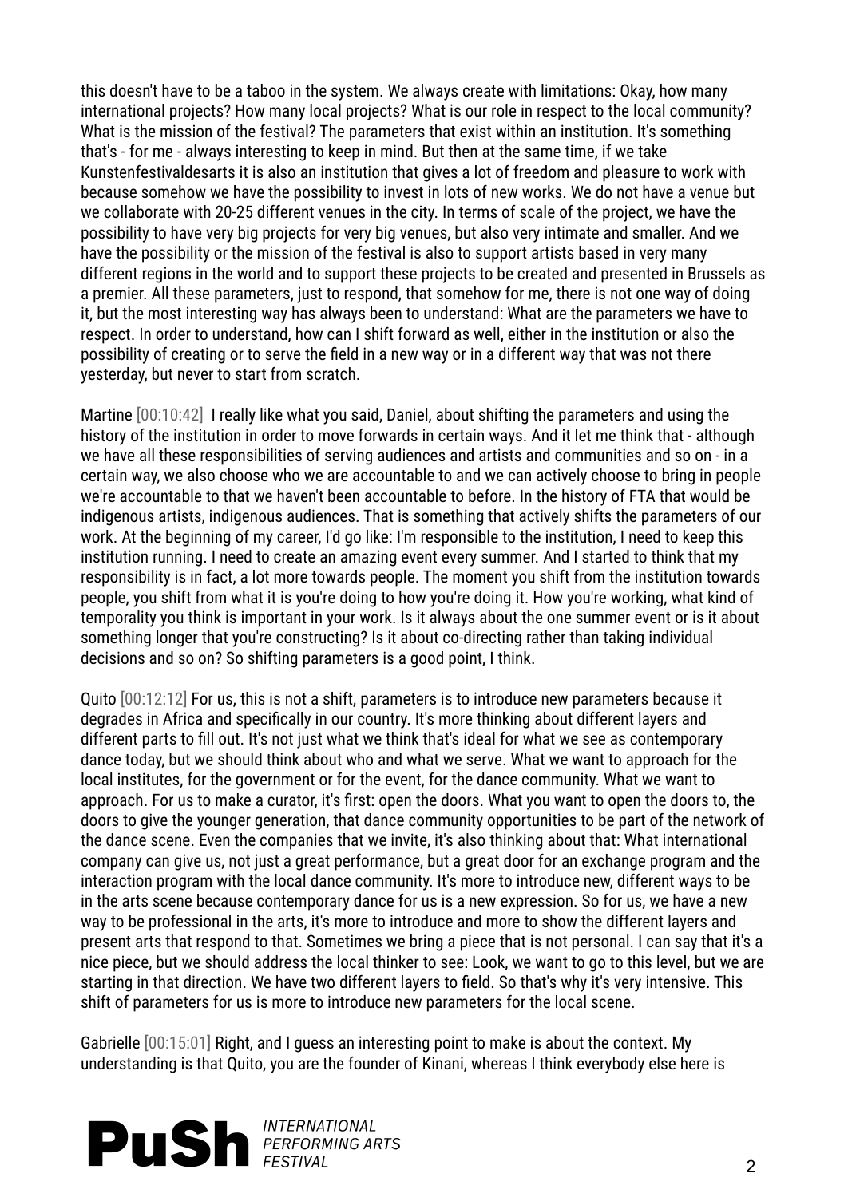this doesn't have to be a taboo in the system. We always create with limitations: Okay, how many international projects? How many local projects? What is our role in respect to the local community? What is the mission of the festival? The parameters that exist within an institution. It's something that's - for me - always interesting to keep in mind. But then at the same time, if we take Kunstenfestivaldesarts it is also an institution that gives a lot of freedom and pleasure to work with because somehow we have the possibility to invest in lots of new works. We do not have a venue but we collaborate with 20-25 different venues in the city. In terms of scale of the project, we have the possibility to have very big projects for very big venues, but also very intimate and smaller. And we have the possibility or the mission of the festival is also to support artists based in very many different regions in the world and to support these projects to be created and presented in Brussels as a premier. All these parameters, just to respond, that somehow for me, there is not one way of doing it, but the most interesting way has always been to understand: What are the parameters we have to respect. In order to understand, how can I shift forward as well, either in the institution or also the possibility of creating or to serve the field in a new way or in a different way that was not there yesterday, but never to start from scratch.

Martine [00:10:42] I really like what you said, Daniel, about shifting the parameters and using the history of the institution in order to move forwards in certain ways. And it let me think that - although we have all these responsibilities of serving audiences and artists and communities and so on - in a certain way, we also choose who we are accountable to and we can actively choose to bring in people we're accountable to that we haven't been accountable to before. In the history of FTA that would be indigenous artists, indigenous audiences. That is something that actively shifts the parameters of our work. At the beginning of my career, I'd go like: I'm responsible to the institution, I need to keep this institution running. I need to create an amazing event every summer. And I started to think that my responsibility is in fact, a lot more towards people. The moment you shift from the institution towards people, you shift from what it is you're doing to how you're doing it. How you're working, what kind of temporality you think is important in your work. Is it always about the one summer event or is it about something longer that you're constructing? Is it about co-directing rather than taking individual decisions and so on? So shifting parameters is a good point, I think.

Quito [00:12:12] For us, this is not a shift, parameters is to introduce new parameters because it degrades in Africa and specifically in our country. It's more thinking about different layers and different parts to fill out. It's not just what we think that's ideal for what we see as contemporary dance today, but we should think about who and what we serve. What we want to approach for the local institutes, for the government or for the event, for the dance community. What we want to approach. For us to make a curator, it's first: open the doors. What you want to open the doors to, the doors to give the younger generation, that dance community opportunities to be part of the network of the dance scene. Even the companies that we invite, it's also thinking about that: What international company can give us, not just a great performance, but a great door for an exchange program and the interaction program with the local dance community. It's more to introduce new, different ways to be in the arts scene because contemporary dance for us is a new expression. So for us, we have a new way to be professional in the arts, it's more to introduce and more to show the different layers and present arts that respond to that. Sometimes we bring a piece that is not personal. I can say that it's a nice piece, but we should address the local thinker to see: Look, we want to go to this level, but we are starting in that direction. We have two different layers to field. So that's why it's very intensive. This shift of parameters for us is more to introduce new parameters for the local scene.

Gabrielle [00:15:01] Right, and I guess an interesting point to make is about the context. My understanding is that Quito, you are the founder of Kinani, whereas I think everybody else here is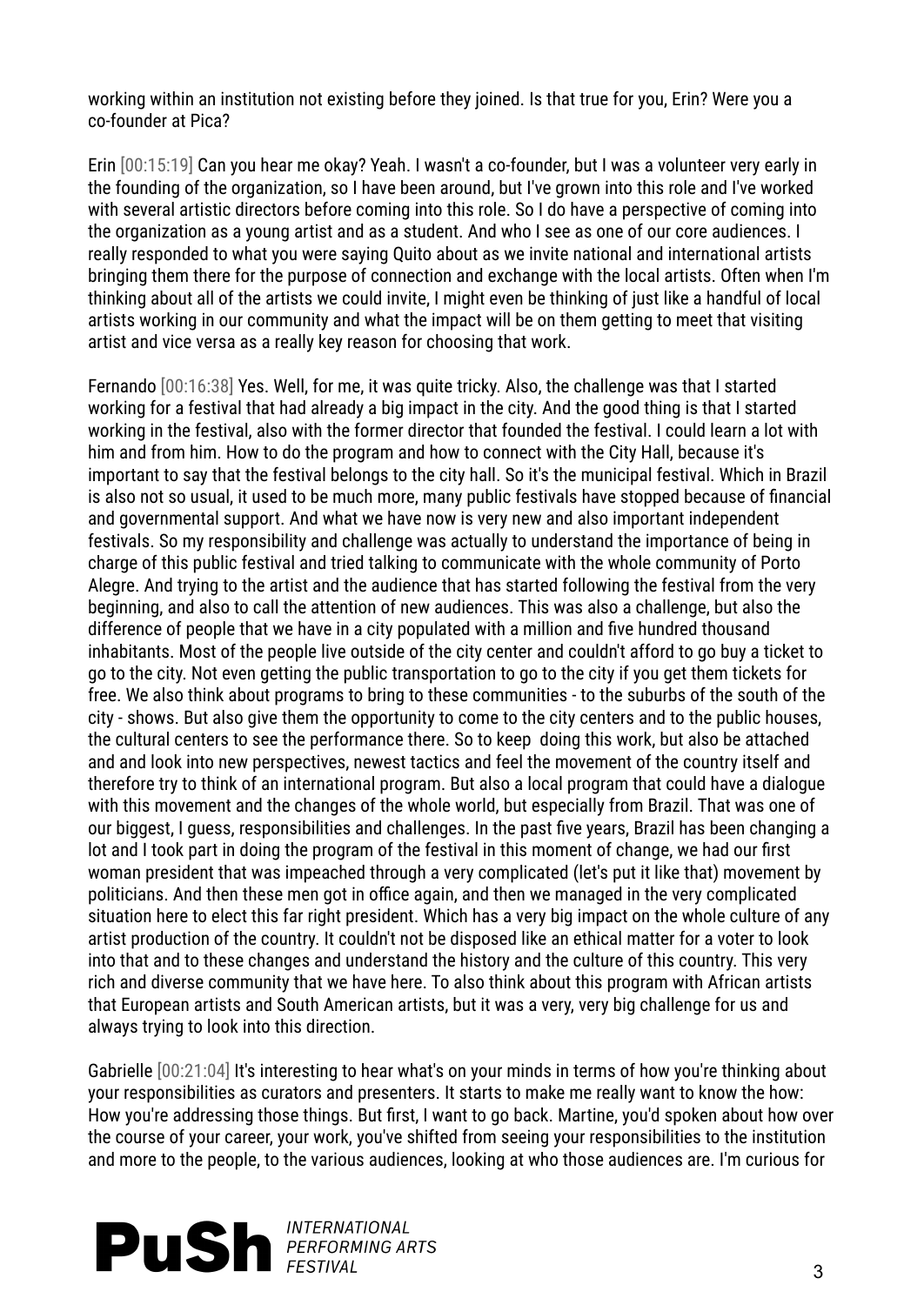working within an institution not existing before they joined. Is that true for you, Erin? Were you a co-founder at Pica?

Erin [00:15:19] Can you hear me okay? Yeah. I wasn't a co-founder, but I was a volunteer very early in the founding of the organization, so I have been around, but I've grown into this role and I've worked with several artistic directors before coming into this role. So I do have a perspective of coming into the organization as a young artist and as a student. And who I see as one of our core audiences. I really responded to what you were saying Quito about as we invite national and international artists bringing them there for the purpose of connection and exchange with the local artists. Often when I'm thinking about all of the artists we could invite, I might even be thinking of just like a handful of local artists working in our community and what the impact will be on them getting to meet that visiting artist and vice versa as a really key reason for choosing that work.

Fernando [00:16:38] Yes. Well, for me, it was quite tricky. Also, the challenge was that I started working for a festival that had already a big impact in the city. And the good thing is that I started working in the festival, also with the former director that founded the festival. I could learn a lot with him and from him. How to do the program and how to connect with the City Hall, because it's important to say that the festival belongs to the city hall. So it's the municipal festival. Which in Brazil is also not so usual, it used to be much more, many public festivals have stopped because of financial and governmental support. And what we have now is very new and also important independent festivals. So my responsibility and challenge was actually to understand the importance of being in charge of this public festival and tried talking to communicate with the whole community of Porto Alegre. And trying to the artist and the audience that has started following the festival from the very beginning, and also to call the attention of new audiences. This was also a challenge, but also the difference of people that we have in a city populated with a million and five hundred thousand inhabitants. Most of the people live outside of the city center and couldn't afford to go buy a ticket to go to the city. Not even getting the public transportation to go to the city if you get them tickets for free. We also think about programs to bring to these communities - to the suburbs of the south of the city - shows. But also give them the opportunity to come to the city centers and to the public houses, the cultural centers to see the performance there. So to keep doing this work, but also be attached and and look into new perspectives, newest tactics and feel the movement of the country itself and therefore try to think of an international program. But also a local program that could have a dialogue with this movement and the changes of the whole world, but especially from Brazil. That was one of our biggest, I guess, responsibilities and challenges. In the past five years, Brazil has been changing a lot and I took part in doing the program of the festival in this moment of change, we had our first woman president that was impeached through a very complicated (let's put it like that) movement by politicians. And then these men got in office again, and then we managed in the very complicated situation here to elect this far right president. Which has a very big impact on the whole culture of any artist production of the country. It couldn't not be disposed like an ethical matter for a voter to look into that and to these changes and understand the history and the culture of this country. This very rich and diverse community that we have here. To also think about this program with African artists that European artists and South American artists, but it was a very, very big challenge for us and always trying to look into this direction.

Gabrielle [00:21:04] It's interesting to hear what's on your minds in terms of how you're thinking about your responsibilities as curators and presenters. It starts to make me really want to know the how: How you're addressing those things. But first, I want to go back. Martine, you'd spoken about how over the course of your career, your work, you've shifted from seeing your responsibilities to the institution and more to the people, to the various audiences, looking at who those audiences are. I'm curious for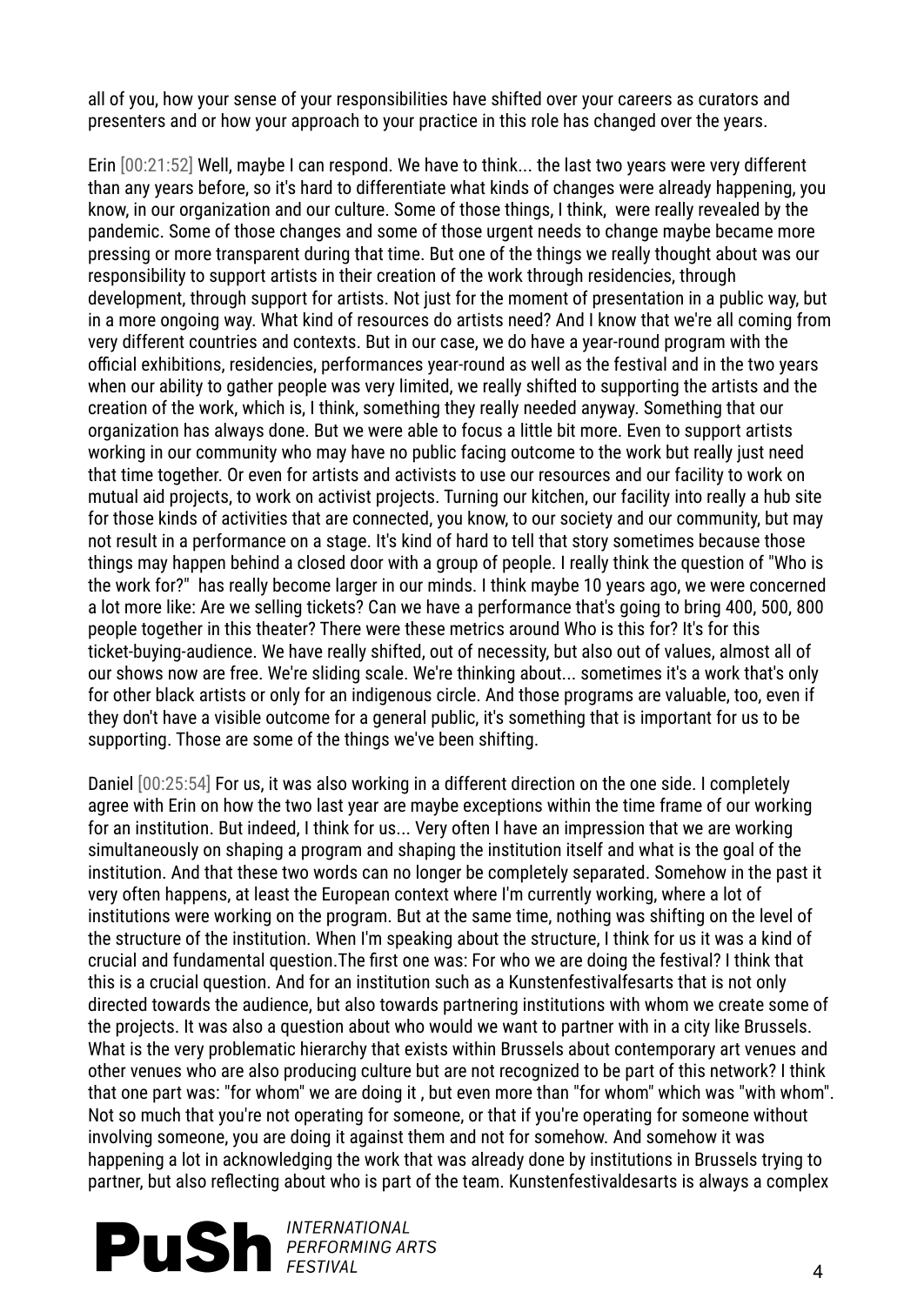all of you, how your sense of your responsibilities have shifted over your careers as curators and presenters and or how your approach to your practice in this role has changed over the years.

Erin [00:21:52] Well, maybe I can respond. We have to think... the last two years were very different than any years before, so it's hard to differentiate what kinds of changes were already happening, you know, in our organization and our culture. Some of those things, I think, were really revealed by the pandemic. Some of those changes and some of those urgent needs to change maybe became more pressing or more transparent during that time. But one of the things we really thought about was our responsibility to support artists in their creation of the work through residencies, through development, through support for artists. Not just for the moment of presentation in a public way, but in a more ongoing way. What kind of resources do artists need? And I know that we're all coming from very different countries and contexts. But in our case, we do have a year-round program with the official exhibitions, residencies, performances year-round as well as the festival and in the two years when our ability to gather people was very limited, we really shifted to supporting the artists and the creation of the work, which is, I think, something they really needed anyway. Something that our organization has always done. But we were able to focus a little bit more. Even to support artists working in our community who may have no public facing outcome to the work but really just need that time together. Or even for artists and activists to use our resources and our facility to work on mutual aid projects, to work on activist projects. Turning our kitchen, our facility into really a hub site for those kinds of activities that are connected, you know, to our society and our community, but may not result in a performance on a stage. It's kind of hard to tell that story sometimes because those things may happen behind a closed door with a group of people. I really think the question of "Who is the work for?" has really become larger in our minds. I think maybe 10 years ago, we were concerned a lot more like: Are we selling tickets? Can we have a performance that's going to bring 400, 500, 800 people together in this theater? There were these metrics around Who is this for? It's for this ticket-buying-audience. We have really shifted, out of necessity, but also out of values, almost all of our shows now are free. We're sliding scale. We're thinking about... sometimes it's a work that's only for other black artists or only for an indigenous circle. And those programs are valuable, too, even if they don't have a visible outcome for a general public, it's something that is important for us to be supporting. Those are some of the things we've been shifting.

Daniel [00:25:54] For us, it was also working in a different direction on the one side. I completely agree with Erin on how the two last year are maybe exceptions within the time frame of our working for an institution. But indeed, I think for us... Very often I have an impression that we are working simultaneously on shaping a program and shaping the institution itself and what is the goal of the institution. And that these two words can no longer be completely separated. Somehow in the past it very often happens, at least the European context where I'm currently working, where a lot of institutions were working on the program. But at the same time, nothing was shifting on the level of the structure of the institution. When I'm speaking about the structure, I think for us it was a kind of crucial and fundamental question.The first one was: For who we are doing the festival? I think that this is a crucial question. And for an institution such as a Kunstenfestivalfesarts that is not only directed towards the audience, but also towards partnering institutions with whom we create some of the projects. It was also a question about who would we want to partner with in a city like Brussels. What is the very problematic hierarchy that exists within Brussels about contemporary art venues and other venues who are also producing culture but are not recognized to be part of this network? I think that one part was: "for whom" we are doing it , but even more than "for whom" which was "with whom". Not so much that you're not operating for someone, or that if you're operating for someone without involving someone, you are doing it against them and not for somehow. And somehow it was happening a lot in acknowledging the work that was already done by institutions in Brussels trying to partner, but also reflecting about who is part of the team. Kunstenfestivaldesarts is always a complex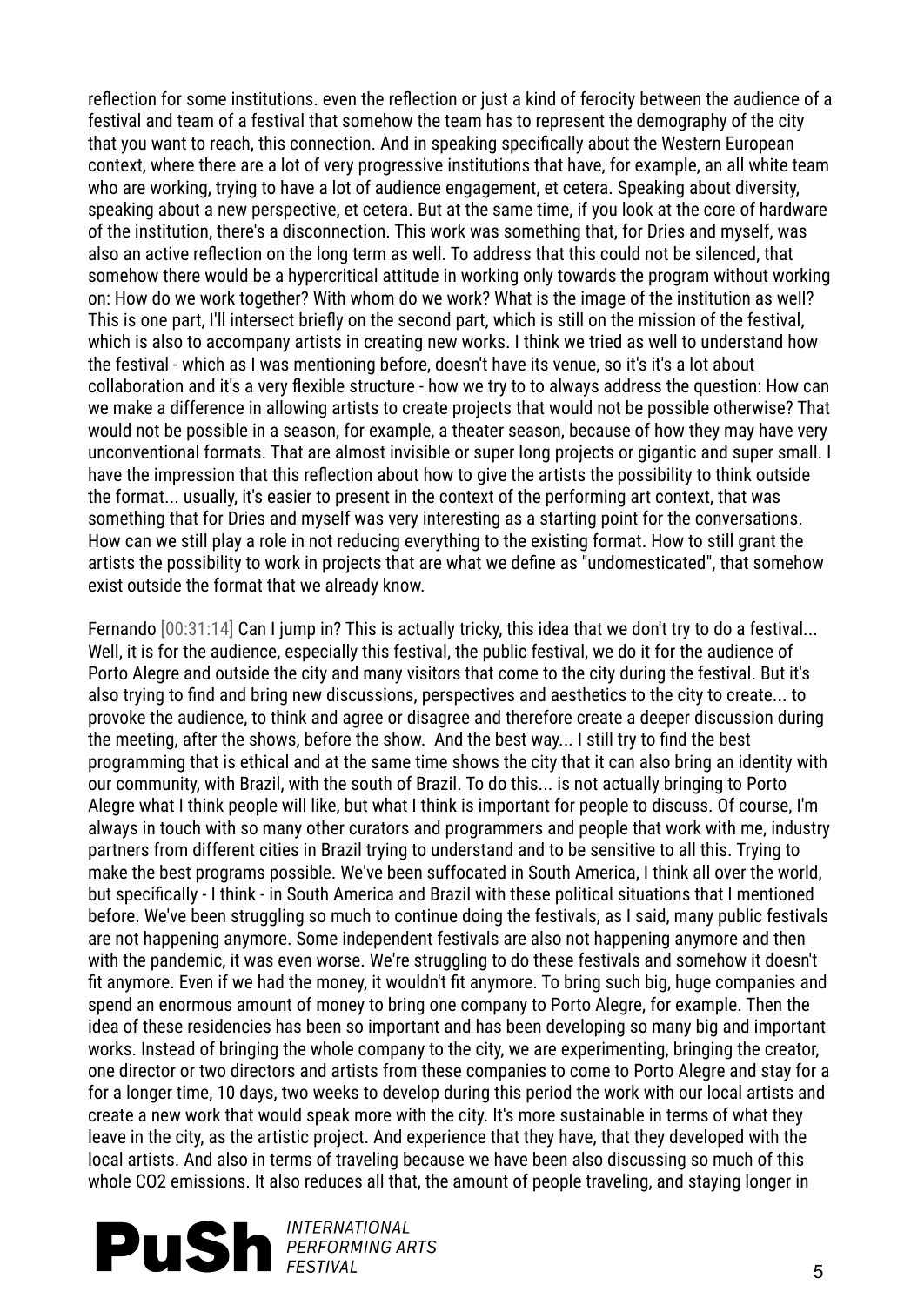reflection for some institutions. even the reflection or just a kind of ferocity between the audience of a festival and team of a festival that somehow the team has to represent the demography of the city that you want to reach, this connection. And in speaking specifically about the Western European context, where there are a lot of very progressive institutions that have, for example, an all white team who are working, trying to have a lot of audience engagement, et cetera. Speaking about diversity, speaking about a new perspective, et cetera. But at the same time, if you look at the core of hardware of the institution, there's a disconnection. This work was something that, for Dries and myself, was also an active reflection on the long term as well. To address that this could not be silenced, that somehow there would be a hypercritical attitude in working only towards the program without working on: How do we work together? With whom do we work? What is the image of the institution as well? This is one part, I'll intersect briefly on the second part, which is still on the mission of the festival, which is also to accompany artists in creating new works. I think we tried as well to understand how the festival - which as I was mentioning before, doesn't have its venue, so it's it's a lot about collaboration and it's a very flexible structure - how we try to to always address the question: How can we make a difference in allowing artists to create projects that would not be possible otherwise? That would not be possible in a season, for example, a theater season, because of how they may have very unconventional formats. That are almost invisible or super long projects or gigantic and super small. I have the impression that this reflection about how to give the artists the possibility to think outside the format... usually, it's easier to present in the context of the performing art context, that was something that for Dries and myself was very interesting as a starting point for the conversations. How can we still play a role in not reducing everything to the existing format. How to still grant the artists the possibility to work in projects that are what we define as "undomesticated", that somehow exist outside the format that we already know.

Fernando [00:31:14] Can I jump in? This is actually tricky, this idea that we don't try to do a festival... Well, it is for the audience, especially this festival, the public festival, we do it for the audience of Porto Alegre and outside the city and many visitors that come to the city during the festival. But it's also trying to find and bring new discussions, perspectives and aesthetics to the city to create... to provoke the audience, to think and agree or disagree and therefore create a deeper discussion during the meeting, after the shows, before the show. And the best way... I still try to find the best programming that is ethical and at the same time shows the city that it can also bring an identity with our community, with Brazil, with the south of Brazil. To do this... is not actually bringing to Porto Alegre what I think people will like, but what I think is important for people to discuss. Of course, I'm always in touch with so many other curators and programmers and people that work with me, industry partners from different cities in Brazil trying to understand and to be sensitive to all this. Trying to make the best programs possible. We've been suffocated in South America, I think all over the world, but specifically - I think - in South America and Brazil with these political situations that I mentioned before. We've been struggling so much to continue doing the festivals, as I said, many public festivals are not happening anymore. Some independent festivals are also not happening anymore and then with the pandemic, it was even worse. We're struggling to do these festivals and somehow it doesn't fit anymore. Even if we had the money, it wouldn't fit anymore. To bring such big, huge companies and spend an enormous amount of money to bring one company to Porto Alegre, for example. Then the idea of these residencies has been so important and has been developing so many big and important works. Instead of bringing the whole company to the city, we are experimenting, bringing the creator, one director or two directors and artists from these companies to come to Porto Alegre and stay for a for a longer time, 10 days, two weeks to develop during this period the work with our local artists and create a new work that would speak more with the city. It's more sustainable in terms of what they leave in the city, as the artistic project. And experience that they have, that they developed with the local artists. And also in terms of traveling because we have been also discussing so much of this whole $CO_2$ emissions. It also reduces all that, the amount of people traveling, and staying longer in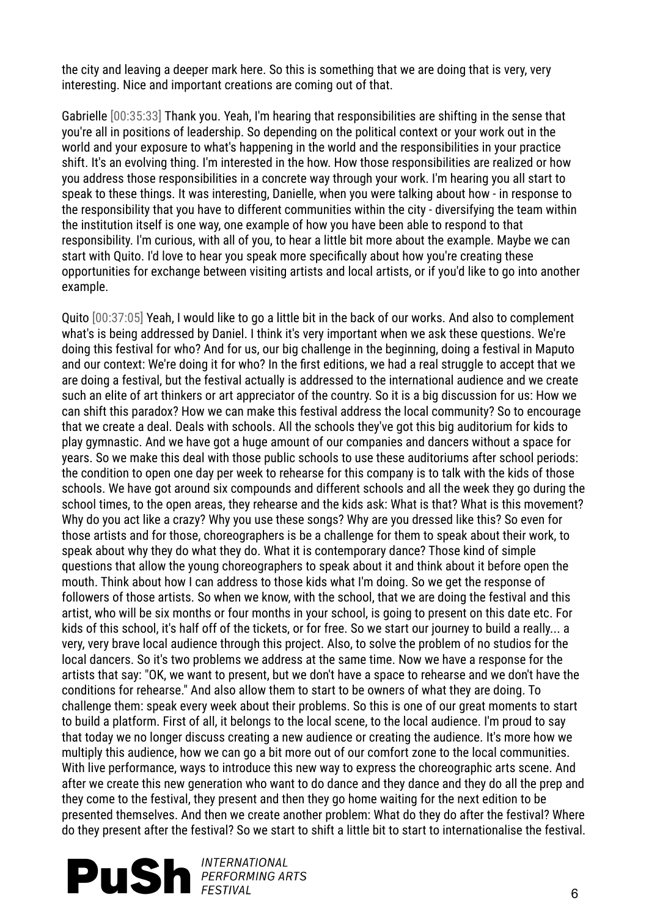the city and leaving a deeper mark here. So this is something that we are doing that is very, very interesting. Nice and important creations are coming out of that.

Gabrielle [00:35:33] Thank you. Yeah, I'm hearing that responsibilities are shifting in the sense that you're all in positions of leadership. So depending on the political context or your work out in the world and your exposure to what's happening in the world and the responsibilities in your practice shift. It's an evolving thing. I'm interested in the how. How those responsibilities are realized or how you address those responsibilities in a concrete way through your work. I'm hearing you all start to speak to these things. It was interesting, Danielle, when you were talking about how - in response to the responsibility that you have to different communities within the city - diversifying the team within the institution itself is one way, one example of how you have been able to respond to that responsibility. I'm curious, with all of you, to hear a little bit more about the example. Maybe we can start with Quito. I'd love to hear you speak more specifically about how you're creating these opportunities for exchange between visiting artists and local artists, or if you'd like to go into another example.

Quito [00:37:05] Yeah, I would like to go a little bit in the back of our works. And also to complement what's is being addressed by Daniel. I think it's very important when we ask these questions. We're doing this festival for who? And for us, our big challenge in the beginning, doing a festival in Maputo and our context: We're doing it for who? In the first editions, we had a real struggle to accept that we are doing a festival, but the festival actually is addressed to the international audience and we create such an elite of art thinkers or art appreciator of the country. So it is a big discussion for us: How we can shift this paradox? How we can make this festival address the local community? So to encourage that we create a deal. Deals with schools. All the schools they've got this big auditorium for kids to play gymnastic. And we have got a huge amount of our companies and dancers without a space for years. So we make this deal with those public schools to use these auditoriums after school periods: the condition to open one day per week to rehearse for this company is to talk with the kids of those schools. We have got around six compounds and different schools and all the week they go during the school times, to the open areas, they rehearse and the kids ask: What is that? What is this movement? Why do you act like a crazy? Why you use these songs? Why are you dressed like this? So even for those artists and for those, choreographers is be a challenge for them to speak about their work, to speak about why they do what they do. What it is contemporary dance? Those kind of simple questions that allow the young choreographers to speak about it and think about it before open the mouth. Think about how I can address to those kids what I'm doing. So we get the response of followers of those artists. So when we know, with the school, that we are doing the festival and this artist, who will be six months or four months in your school, is going to present on this date etc. For kids of this school, it's half off of the tickets, or for free. So we start our journey to build a really... a very, very brave local audience through this project. Also, to solve the problem of no studios for the local dancers. So it's two problems we address at the same time. Now we have a response for the artists that say: "OK, we want to present, but we don't have a space to rehearse and we don't have the conditions for rehearse." And also allow them to start to be owners of what they are doing. To challenge them: speak every week about their problems. So this is one of our great moments to start to build a platform. First of all, it belongs to the local scene, to the local audience. I'm proud to say that today we no longer discuss creating a new audience or creating the audience. It's more how we multiply this audience, how we can go a bit more out of our comfort zone to the local communities. With live performance, ways to introduce this new way to express the choreographic arts scene. And after we create this new generation who want to do dance and they dance and they do all the prep and they come to the festival, they present and then they go home waiting for the next edition to be presented themselves. And then we create another problem: What do they do after the festival? Where do they present after the festival? So we start to shift a little bit to start to internationalise the festival.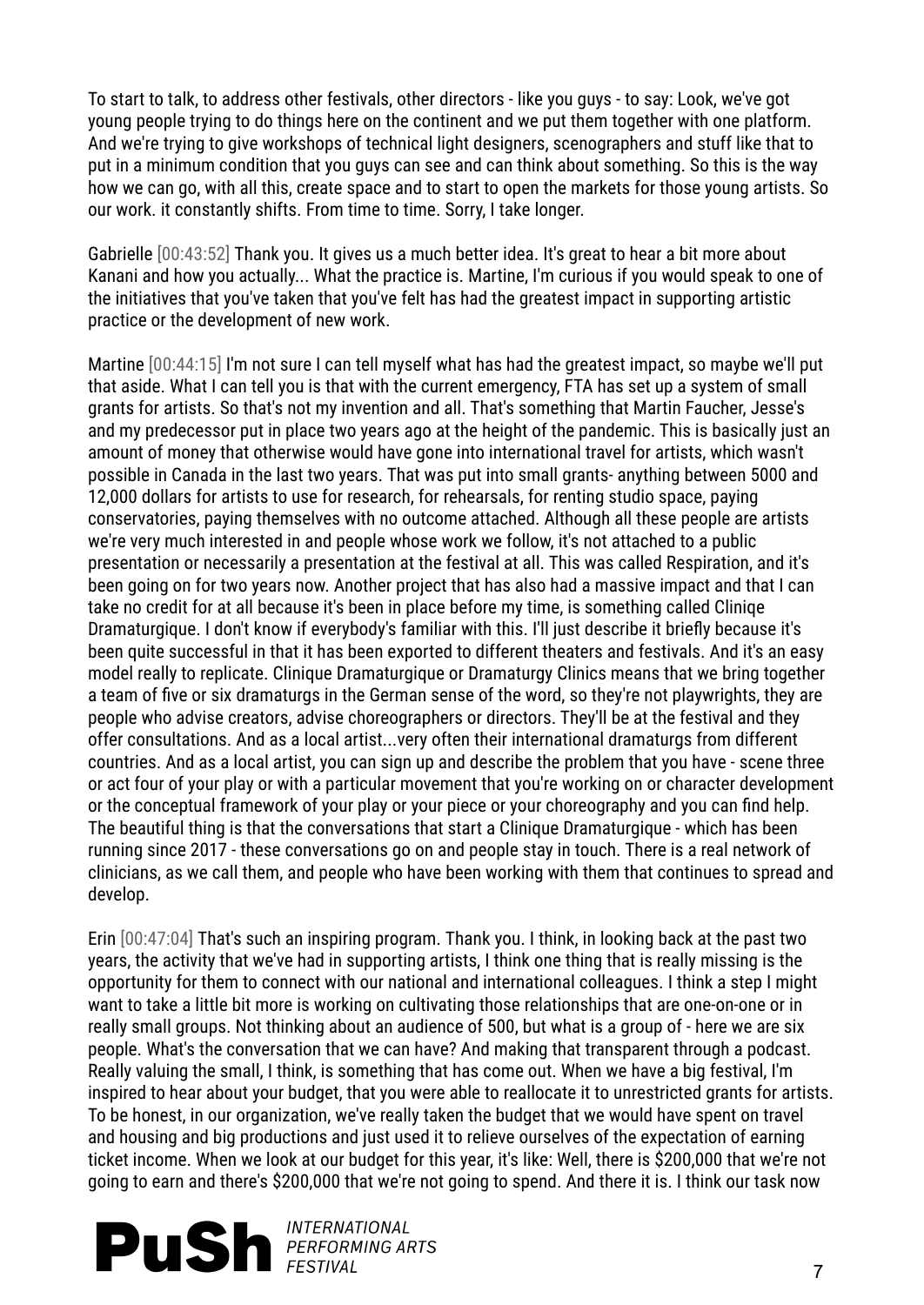To start to talk, to address other festivals, other directors - like you guys - to say: Look, we've got young people trying to do things here on the continent and we put them together with one platform. And we're trying to give workshops of technical light designers, scenographers and stuff like that to put in a minimum condition that you guys can see and can think about something. So this is the way how we can go, with all this, create space and to start to open the markets for those young artists. So our work. it constantly shifts. From time to time. Sorry, I take longer.

Gabrielle [00:43:52] Thank you. It gives us a much better idea. It's great to hear a bit more about Kanani and how you actually... What the practice is. Martine, I'm curious if you would speak to one of the initiatives that you've taken that you've felt has had the greatest impact in supporting artistic practice or the development of new work.

Martine [00:44:15] I'm not sure I can tell myself what has had the greatest impact, so maybe we'll put that aside. What I can tell you is that with the current emergency, FTA has set up a system of small grants for artists. So that's not my invention and all. That's something that Martin Faucher, Jesse's and my predecessor put in place two years ago at the height of the pandemic. This is basically just an amount of money that otherwise would have gone into international travel for artists, which wasn't possible in Canada in the last two years. That was put into small grants- anything between 5000 and 12,000 dollars for artists to use for research, for rehearsals, for renting studio space, paying conservatories, paying themselves with no outcome attached. Although all these people are artists we're very much interested in and people whose work we follow, it's not attached to a public presentation or necessarily a presentation at the festival at all. This was called Respiration, and it's been going on for two years now. Another project that has also had a massive impact and that I can take no credit for at all because it's been in place before my time, is something called Cliniqe Dramaturgique. I don't know if everybody's familiar with this. I'll just describe it briefly because it's been quite successful in that it has been exported to different theaters and festivals. And it's an easy model really to replicate. Clinique Dramaturgique or Dramaturgy Clinics means that we bring together a team of five or six dramaturgs in the German sense of the word, so they're not playwrights, they are people who advise creators, advise choreographers or directors. They'll be at the festival and they offer consultations. And as a local artist...very often their international dramaturgs from different countries. And as a local artist, you can sign up and describe the problem that you have - scene three or act four of your play or with a particular movement that you're working on or character development or the conceptual framework of your play or your piece or your choreography and you can find help. The beautiful thing is that the conversations that start a Clinique Dramaturgique - which has been running since 2017 - these conversations go on and people stay in touch. There is a real network of clinicians, as we call them, and people who have been working with them that continues to spread and develop.

Erin [00:47:04] That's such an inspiring program. Thank you. I think, in looking back at the past two years, the activity that we've had in supporting artists, I think one thing that is really missing is the opportunity for them to connect with our national and international colleagues. I think a step I might want to take a little bit more is working on cultivating those relationships that are one-on-one or in really small groups. Not thinking about an audience of 500, but what is a group of - here we are six people. What's the conversation that we can have? And making that transparent through a podcast. Really valuing the small, I think, is something that has come out. When we have a big festival, I'm inspired to hear about your budget, that you were able to reallocate it to unrestricted grants for artists. To be honest, in our organization, we've really taken the budget that we would have spent on travel and housing and big productions and just used it to relieve ourselves of the expectation of earning ticket income. When we look at our budget for this year, it's like: Well, there is $200,000 that we're not going to earn and there's $200,000 that we're not going to spend. And there it is. I think our task now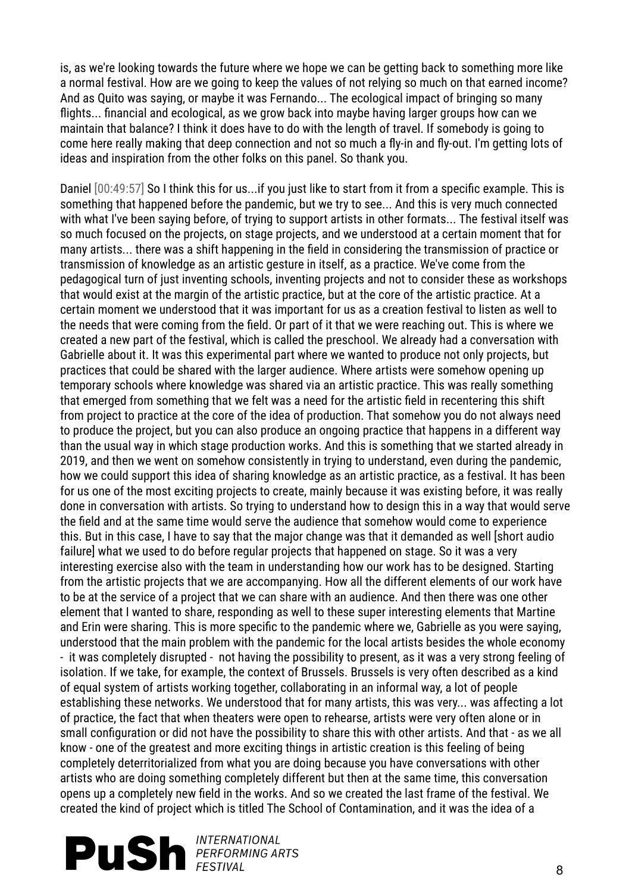is, as we're looking towards the future where we hope we can be getting back to something more like a normal festival. How are we going to keep the values of not relying so much on that earned income? And as Quito was saying, or maybe it was Fernando... The ecological impact of bringing so many flights... financial and ecological, as we grow back into maybe having larger groups how can we maintain that balance? I think it does have to do with the length of travel. If somebody is going to come here really making that deep connection and not so much a fly-in and fly-out. I'm getting lots of ideas and inspiration from the other folks on this panel. So thank you.

Daniel [00:49:57] So I think this for us...if you just like to start from it from a specific example. This is something that happened before the pandemic, but we try to see... And this is very much connected with what I've been saying before, of trying to support artists in other formats... The festival itself was so much focused on the projects, on stage projects, and we understood at a certain moment that for many artists... there was a shift happening in the field in considering the transmission of practice or transmission of knowledge as an artistic gesture in itself, as a practice. We've come from the pedagogical turn of just inventing schools, inventing projects and not to consider these as workshops that would exist at the margin of the artistic practice, but at the core of the artistic practice. At a certain moment we understood that it was important for us as a creation festival to listen as well to the needs that were coming from the field. Or part of it that we were reaching out. This is where we created a new part of the festival, which is called the preschool. We already had a conversation with Gabrielle about it. It was this experimental part where we wanted to produce not only projects, but practices that could be shared with the larger audience. Where artists were somehow opening up temporary schools where knowledge was shared via an artistic practice. This was really something that emerged from something that we felt was a need for the artistic field in recentering this shift from project to practice at the core of the idea of production. That somehow you do not always need to produce the project, but you can also produce an ongoing practice that happens in a different way than the usual way in which stage production works. And this is something that we started already in 2019, and then we went on somehow consistently in trying to understand, even during the pandemic, how we could support this idea of sharing knowledge as an artistic practice, as a festival. It has been for us one of the most exciting projects to create, mainly because it was existing before, it was really done in conversation with artists. So trying to understand how to design this in a way that would serve the field and at the same time would serve the audience that somehow would come to experience this. But in this case, I have to say that the major change was that it demanded as well [short audio failure] what we used to do before regular projects that happened on stage. So it was a very interesting exercise also with the team in understanding how our work has to be designed. Starting from the artistic projects that we are accompanying. How all the different elements of our work have to be at the service of a project that we can share with an audience. And then there was one other element that I wanted to share, responding as well to these super interesting elements that Martine and Erin were sharing. This is more specific to the pandemic where we, Gabrielle as you were saying, understood that the main problem with the pandemic for the local artists besides the whole economy - it was completely disrupted - not having the possibility to present, as it was a very strong feeling of isolation. If we take, for example, the context of Brussels. Brussels is very often described as a kind of equal system of artists working together, collaborating in an informal way, a lot of people establishing these networks. We understood that for many artists, this was very... was affecting a lot of practice, the fact that when theaters were open to rehearse, artists were very often alone or in small configuration or did not have the possibility to share this with other artists. And that - as we all know - one of the greatest and more exciting things in artistic creation is this feeling of being completely deterritorialized from what you are doing because you have conversations with other artists who are doing something completely different but then at the same time, this conversation opens up a completely new field in the works. And so we created the last frame of the festival. We created the kind of project which is titled The School of Contamination, and it was the idea of a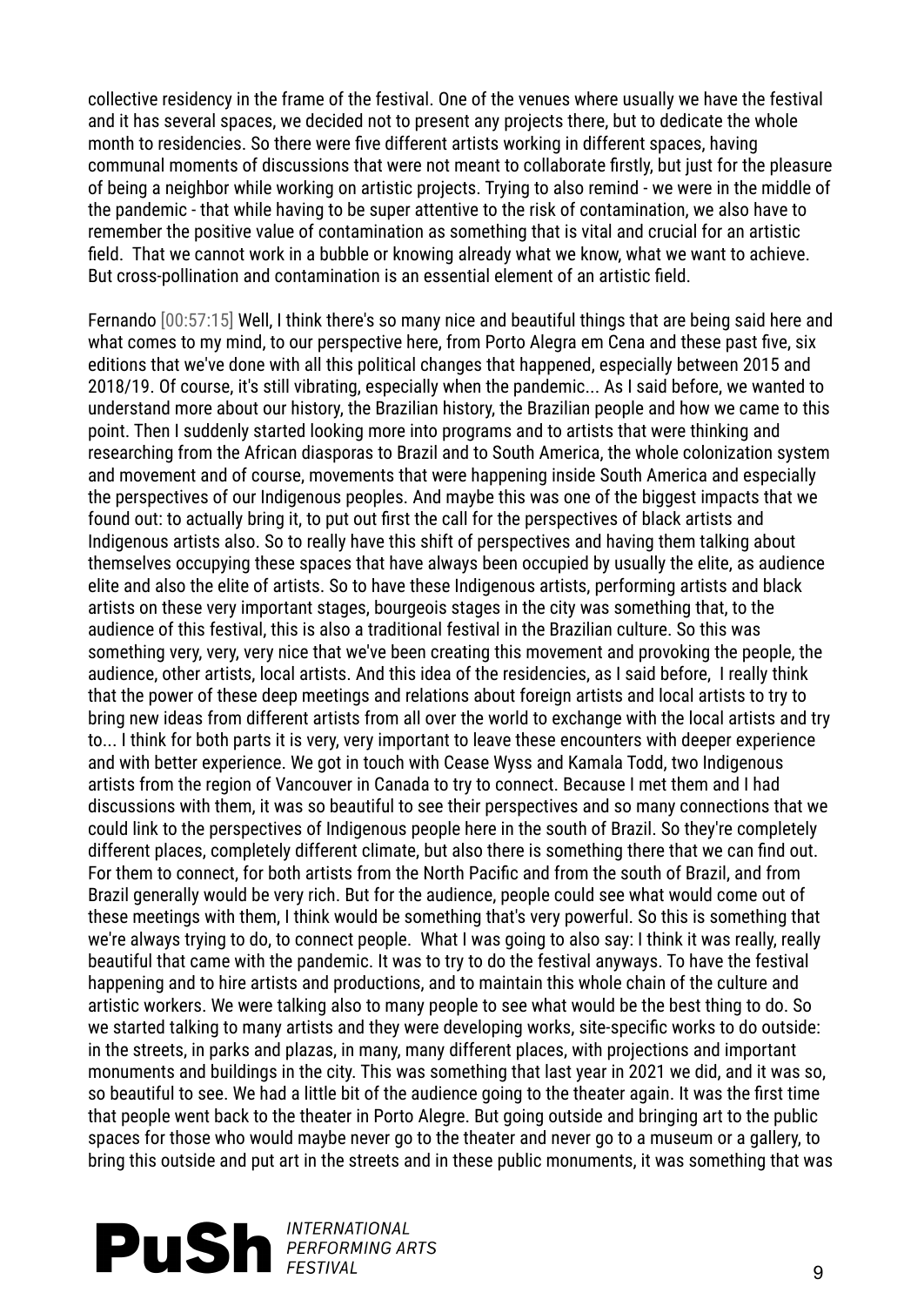collective residency in the frame of the festival. One of the venues where usually we have the festival and it has several spaces, we decided not to present any projects there, but to dedicate the whole month to residencies. So there were five different artists working in different spaces, having communal moments of discussions that were not meant to collaborate firstly, but just for the pleasure of being a neighbor while working on artistic projects. Trying to also remind - we were in the middle of the pandemic - that while having to be super attentive to the risk of contamination, we also have to remember the positive value of contamination as something that is vital and crucial for an artistic field. That we cannot work in a bubble or knowing already what we know, what we want to achieve. But cross-pollination and contamination is an essential element of an artistic field.

Fernando [00:57:15] Well, I think there's so many nice and beautiful things that are being said here and what comes to my mind, to our perspective here, from Porto Alegra em Cena and these past five, six editions that we've done with all this political changes that happened, especially between 2015 and 2018/19. Of course, it's still vibrating, especially when the pandemic... As I said before, we wanted to understand more about our history, the Brazilian history, the Brazilian people and how we came to this point. Then I suddenly started looking more into programs and to artists that were thinking and researching from the African diasporas to Brazil and to South America, the whole colonization system and movement and of course, movements that were happening inside South America and especially the perspectives of our Indigenous peoples. And maybe this was one of the biggest impacts that we found out: to actually bring it, to put out first the call for the perspectives of black artists and Indigenous artists also. So to really have this shift of perspectives and having them talking about themselves occupying these spaces that have always been occupied by usually the elite, as audience elite and also the elite of artists. So to have these Indigenous artists, performing artists and black artists on these very important stages, bourgeois stages in the city was something that, to the audience of this festival, this is also a traditional festival in the Brazilian culture. So this was something very, very, very nice that we've been creating this movement and provoking the people, the audience, other artists, local artists. And this idea of the residencies, as I said before, I really think that the power of these deep meetings and relations about foreign artists and local artists to try to bring new ideas from different artists from all over the world to exchange with the local artists and try to... I think for both parts it is very, very important to leave these encounters with deeper experience and with better experience. We got in touch with Cease Wyss and Kamala Todd, two Indigenous artists from the region of Vancouver in Canada to try to connect. Because I met them and I had discussions with them, it was so beautiful to see their perspectives and so many connections that we could link to the perspectives of Indigenous people here in the south of Brazil. So they're completely different places, completely different climate, but also there is something there that we can find out. For them to connect, for both artists from the North Pacific and from the south of Brazil, and from Brazil generally would be very rich. But for the audience, people could see what would come out of these meetings with them, I think would be something that's very powerful. So this is something that we're always trying to do, to connect people. What I was going to also say: I think it was really, really beautiful that came with the pandemic. It was to try to do the festival anyways. To have the festival happening and to hire artists and productions, and to maintain this whole chain of the culture and artistic workers. We were talking also to many people to see what would be the best thing to do. So we started talking to many artists and they were developing works, site-specific works to do outside: in the streets, in parks and plazas, in many, many different places, with projections and important monuments and buildings in the city. This was something that last year in 2021 we did, and it was so, so beautiful to see. We had a little bit of the audience going to the theater again. It was the first time that people went back to the theater in Porto Alegre. But going outside and bringing art to the public spaces for those who would maybe never go to the theater and never go to a museum or a gallery, to bring this outside and put art in the streets and in these public monuments, it was something that was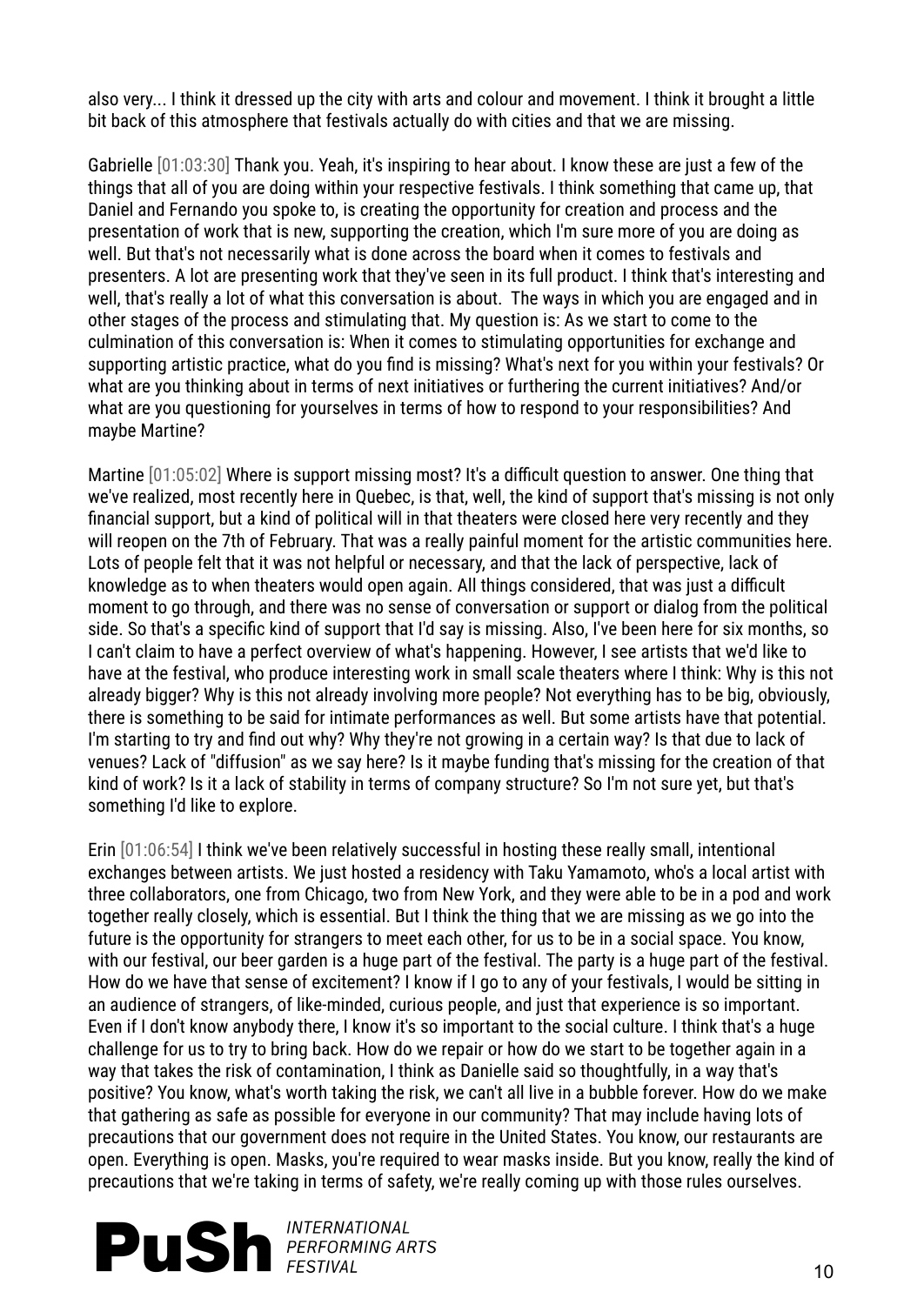also very... I think it dressed up the city with arts and colour and movement. I think it brought a little bit back of this atmosphere that festivals actually do with cities and that we are missing.

Gabrielle [01:03:30] Thank you. Yeah, it's inspiring to hear about. I know these are just a few of the things that all of you are doing within your respective festivals. I think something that came up, that Daniel and Fernando you spoke to, is creating the opportunity for creation and process and the presentation of work that is new, supporting the creation, which I'm sure more of you are doing as well. But that's not necessarily what is done across the board when it comes to festivals and presenters. A lot are presenting work that they've seen in its full product. I think that's interesting and well, that's really a lot of what this conversation is about.  The ways in which you are engaged and in other stages of the process and stimulating that. My question is: As we start to come to the culmination of this conversation is: When it comes to stimulating opportunities for exchange and supporting artistic practice, what do you find is missing? What's next for you within your festivals? Or what are you thinking about in terms of next initiatives or furthering the current initiatives? And/or what are you questioning for yourselves in terms of how to respond to your responsibilities? And maybe Martine?

Martine [01:05:02] Where is support missing most? It's a difficult question to answer. One thing that we've realized, most recently here in Quebec, is that, well, the kind of support that's missing is not only financial support, but a kind of political will in that theaters were closed here very recently and they will reopen on the 7th of February. That was a really painful moment for the artistic communities here. Lots of people felt that it was not helpful or necessary, and that the lack of perspective, lack of knowledge as to when theaters would open again. All things considered, that was just a difficult moment to go through, and there was no sense of conversation or support or dialog from the political side. So that's a specific kind of support that I'd say is missing. Also, I've been here for six months, so I can't claim to have a perfect overview of what's happening. However, I see artists that we'd like to have at the festival, who produce interesting work in small scale theaters where I think: Why is this not already bigger? Why is this not already involving more people? Not everything has to be big, obviously, there is something to be said for intimate performances as well. But some artists have that potential. I'm starting to try and find out why? Why they're not growing in a certain way? Is that due to lack of venues? Lack of "diffusion" as we say here? Is it maybe funding that's missing for the creation of that kind of work? Is it a lack of stability in terms of company structure? So I'm not sure yet, but that's something I'd like to explore.

Erin [01:06:54] I think we've been relatively successful in hosting these really small, intentional exchanges between artists. We just hosted a residency with Taku Yamamoto, who's a local artist with three collaborators, one from Chicago, two from New York, and they were able to be in a pod and work together really closely, which is essential. But I think the thing that we are missing as we go into the future is the opportunity for strangers to meet each other, for us to be in a social space. You know, with our festival, our beer garden is a huge part of the festival. The party is a huge part of the festival. How do we have that sense of excitement? I know if I go to any of your festivals, I would be sitting in an audience of strangers, of like-minded, curious people, and just that experience is so important. Even if I don't know anybody there, I know it's so important to the social culture. I think that's a huge challenge for us to try to bring back. How do we repair or how do we start to be together again in a way that takes the risk of contamination, I think as Danielle said so thoughtfully, in a way that's positive? You know, what's worth taking the risk, we can't all live in a bubble forever. How do we make that gathering as safe as possible for everyone in our community? That may include having lots of precautions that our government does not require in the United States. You know, our restaurants are open. Everything is open. Masks, you're required to wear masks inside. But you know, really the kind of precautions that we're taking in terms of safety, we're really coming up with those rules ourselves.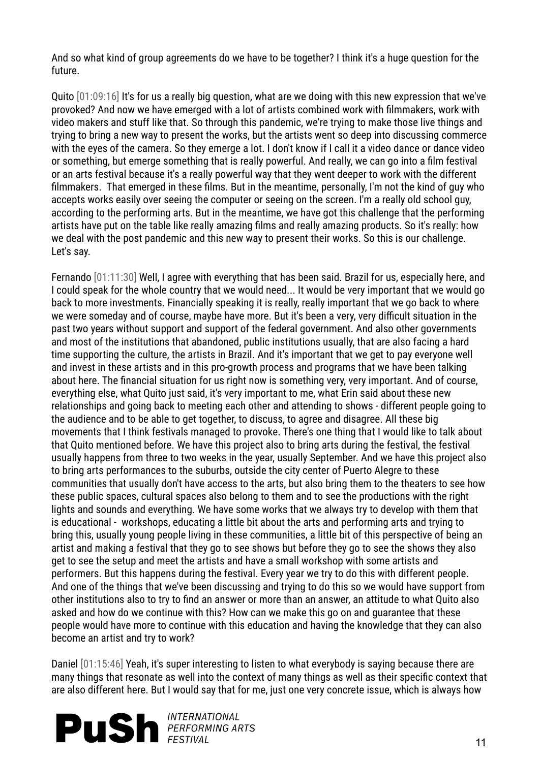And so what kind of group agreements do we have to be together? I think it's a huge question for the future.

Quito [01:09:16] It's for us a really big question, what are we doing with this new expression that we've provoked? And now we have emerged with a lot of artists combined work with filmmakers, work with video makers and stuff like that. So through this pandemic, we're trying to make those live things and trying to bring a new way to present the works, but the artists went so deep into discussing commerce with the eyes of the camera. So they emerge a lot. I don't know if I call it a video dance or dance video or something, but emerge something that is really powerful. And really, we can go into a film festival or an arts festival because it's a really powerful way that they went deeper to work with the different filmmakers. That emerged in these films. But in the meantime, personally, I'm not the kind of guy who accepts works easily over seeing the computer or seeing on the screen. I'm a really old school guy, according to the performing arts. But in the meantime, we have got this challenge that the performing artists have put on the table like really amazing films and really amazing products. So it's really: how we deal with the post pandemic and this new way to present their works. So this is our challenge. Let's say.

Fernando [01:11:30] Well, I agree with everything that has been said. Brazil for us, especially here, and I could speak for the whole country that we would need... It would be very important that we would go back to more investments. Financially speaking it is really, really important that we go back to where we were someday and of course, maybe have more. But it's been a very, very difficult situation in the past two years without support and support of the federal government. And also other governments and most of the institutions that abandoned, public institutions usually, that are also facing a hard time supporting the culture, the artists in Brazil. And it's important that we get to pay everyone well and invest in these artists and in this pro-growth process and programs that we have been talking about here. The financial situation for us right now is something very, very important. And of course, everything else, what Quito just said, it's very important to me, what Erin said about these new relationships and going back to meeting each other and attending to shows - different people going to the audience and to be able to get together, to discuss, to agree and disagree. All these big movements that I think festivals managed to provoke. There's one thing that I would like to talk about that Quito mentioned before. We have this project also to bring arts during the festival, the festival usually happens from three to two weeks in the year, usually September. And we have this project also to bring arts performances to the suburbs, outside the city center of Puerto Alegre to these communities that usually don't have access to the arts, but also bring them to the theaters to see how these public spaces, cultural spaces also belong to them and to see the productions with the right lights and sounds and everything. We have some works that we always try to develop with them that is educational - workshops, educating a little bit about the arts and performing arts and trying to bring this, usually young people living in these communities, a little bit of this perspective of being an artist and making a festival that they go to see shows but before they go to see the shows they also get to see the setup and meet the artists and have a small workshop with some artists and performers. But this happens during the festival. Every year we try to do this with different people. And one of the things that we've been discussing and trying to do this so we would have support from other institutions also to try to find an answer or more than an answer, an attitude to what Quito also asked and how do we continue with this? How can we make this go on and guarantee that these people would have more to continue with this education and having the knowledge that they can also become an artist and try to work?

Daniel [01:15:46] Yeah, it's super interesting to listen to what everybody is saying because there are many things that resonate as well into the context of many things as well as their specific context that are also different here. But I would say that for me, just one very concrete issue, which is always how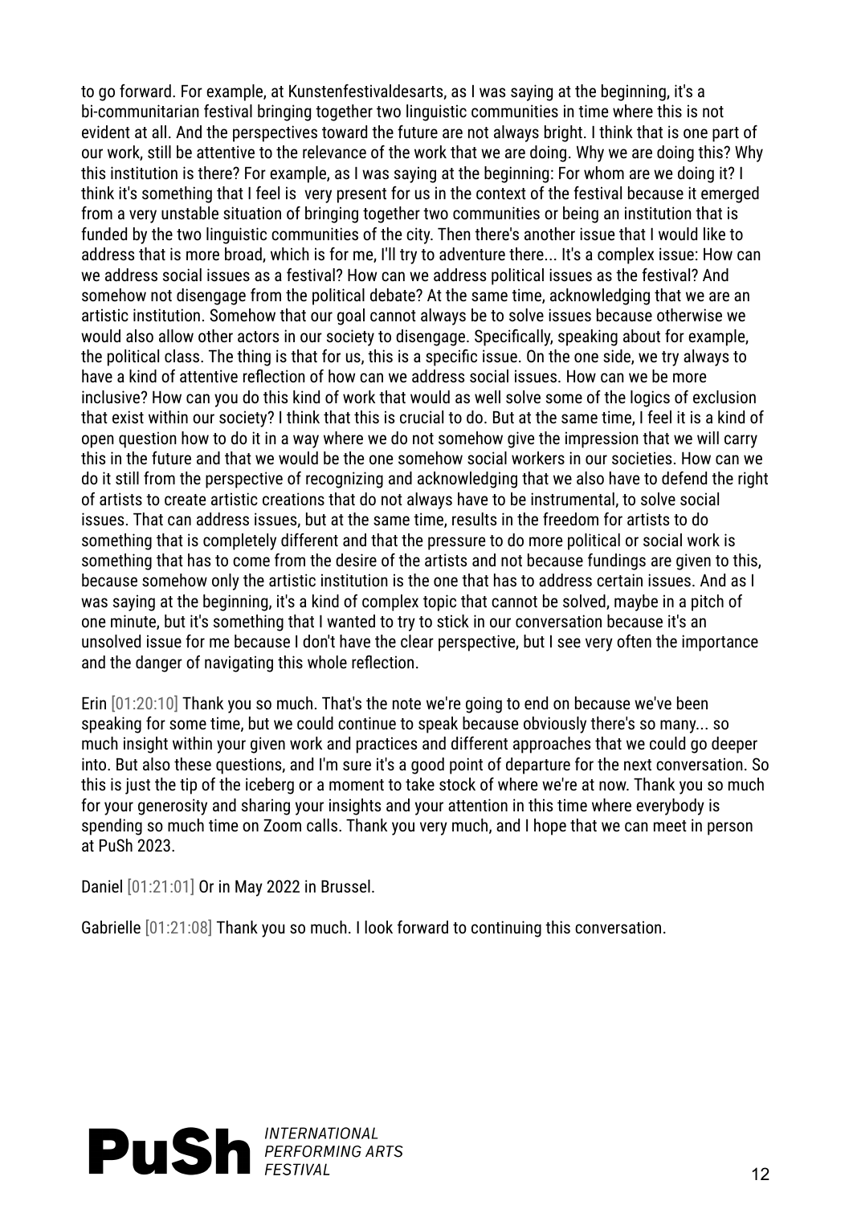to go forward. For example, at Kunstenfestivaldesarts, as I was saying at the beginning, it's a bi-communitarian festival bringing together two linguistic communities in time where this is not evident at all. And the perspectives toward the future are not always bright. I think that is one part of our work, still be attentive to the relevance of the work that we are doing. Why we are doing this? Why this institution is there? For example, as I was saying at the beginning: For whom are we doing it? I think it's something that I feel is very present for us in the context of the festival because it emerged from a very unstable situation of bringing together two communities or being an institution that is funded by the two linguistic communities of the city. Then there's another issue that I would like to address that is more broad, which is for me, I'll try to adventure there... It's a complex issue: How can we address social issues as a festival? How can we address political issues as the festival? And somehow not disengage from the political debate? At the same time, acknowledging that we are an artistic institution. Somehow that our goal cannot always be to solve issues because otherwise we would also allow other actors in our society to disengage. Specifically, speaking about for example, the political class. The thing is that for us, this is a specific issue. On the one side, we try always to have a kind of attentive reflection of how can we address social issues. How can we be more inclusive? How can you do this kind of work that would as well solve some of the logics of exclusion that exist within our society? I think that this is crucial to do. But at the same time, I feel it is a kind of open question how to do it in a way where we do not somehow give the impression that we will carry this in the future and that we would be the one somehow social workers in our societies. How can we do it still from the perspective of recognizing and acknowledging that we also have to defend the right of artists to create artistic creations that do not always have to be instrumental, to solve social issues. That can address issues, but at the same time, results in the freedom for artists to do something that is completely different and that the pressure to do more political or social work is something that has to come from the desire of the artists and not because fundings are given to this, because somehow only the artistic institution is the one that has to address certain issues. And as I was saying at the beginning, it's a kind of complex topic that cannot be solved, maybe in a pitch of one minute, but it's something that I wanted to try to stick in our conversation because it's an unsolved issue for me because I don't have the clear perspective, but I see very often the importance and the danger of navigating this whole reflection.

Erin [01:20:10] Thank you so much. That's the note we're going to end on because we've been speaking for some time, but we could continue to speak because obviously there's so many... so much insight within your given work and practices and different approaches that we could go deeper into. But also these questions, and I'm sure it's a good point of departure for the next conversation. So this is just the tip of the iceberg or a moment to take stock of where we're at now. Thank you so much for your generosity and sharing your insights and your attention in this time where everybody is spending so much time on Zoom calls. Thank you very much, and I hope that we can meet in person at PuSh 2023.

Daniel [01:21:01] Or in May 2022 in Brussel.

Gabrielle [01:21:08] Thank you so much. I look forward to continuing this conversation.